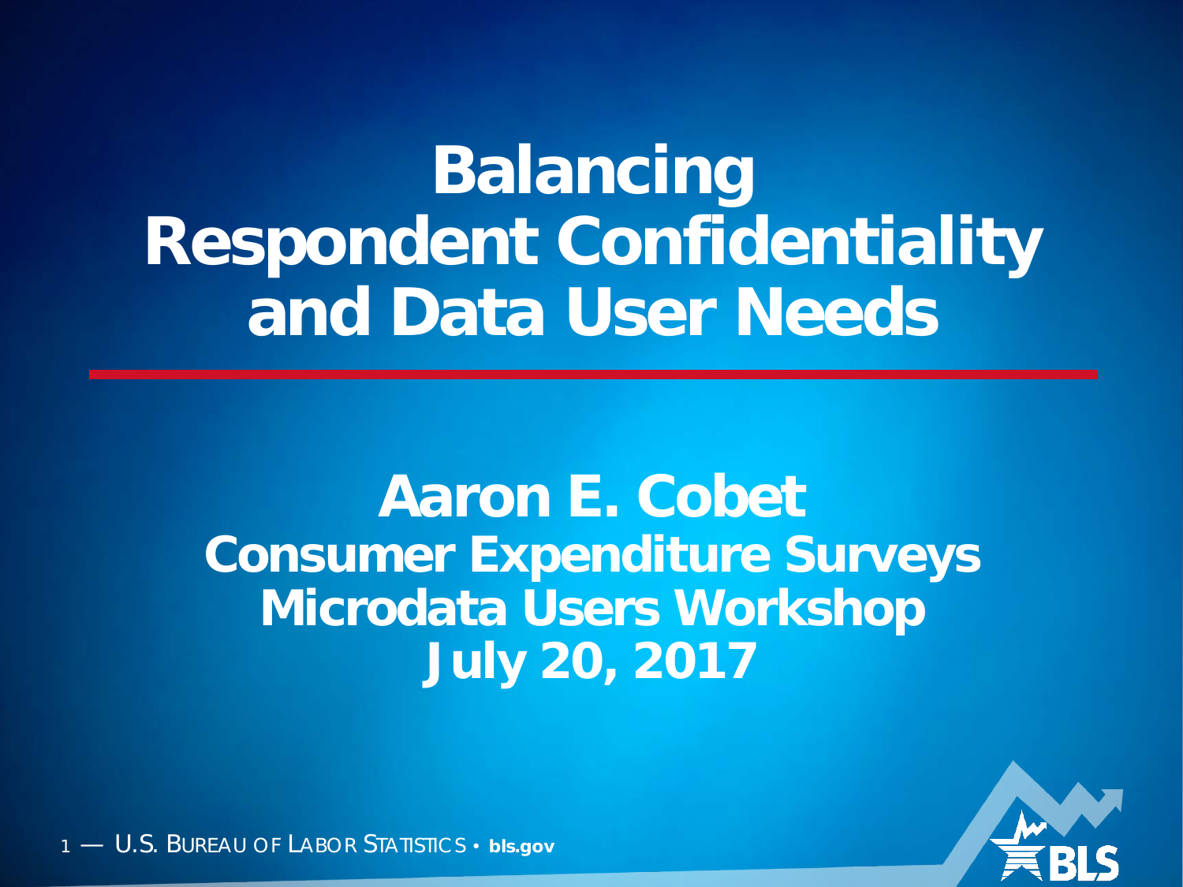# Balancing Respondent Confidentiality and Data User Needs

## Aaron E. Cobet

**Consumer Expenditure Surveys Microdata Users Workshop**

**July 20, 2017**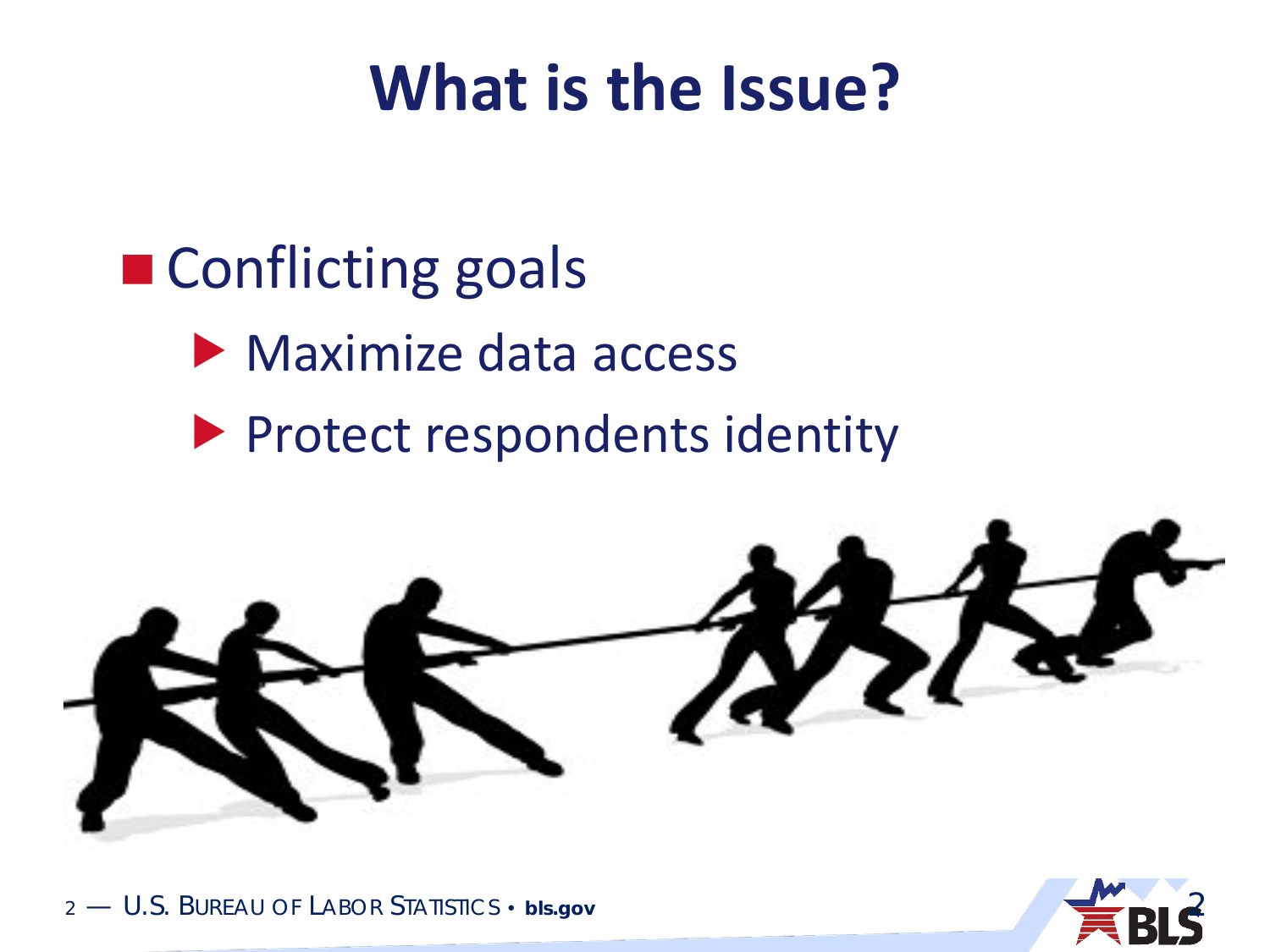# What is the Issue?

- Conflicting goals
  - Maximize data access
  - Protect respondents identity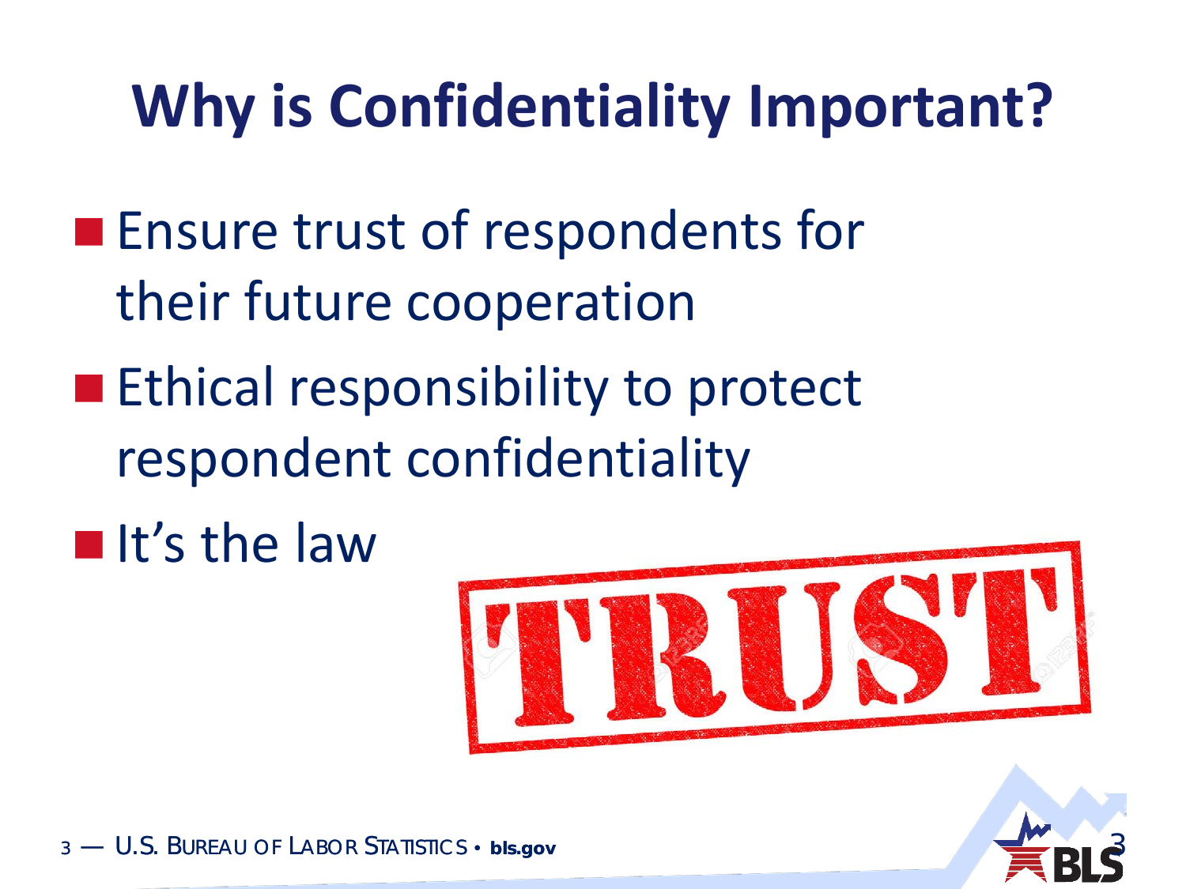# Why is Confidentiality Important?

- Ensure trust of respondents for their future cooperation
- Ethical responsibility to protect respondent confidentiality
- It's the law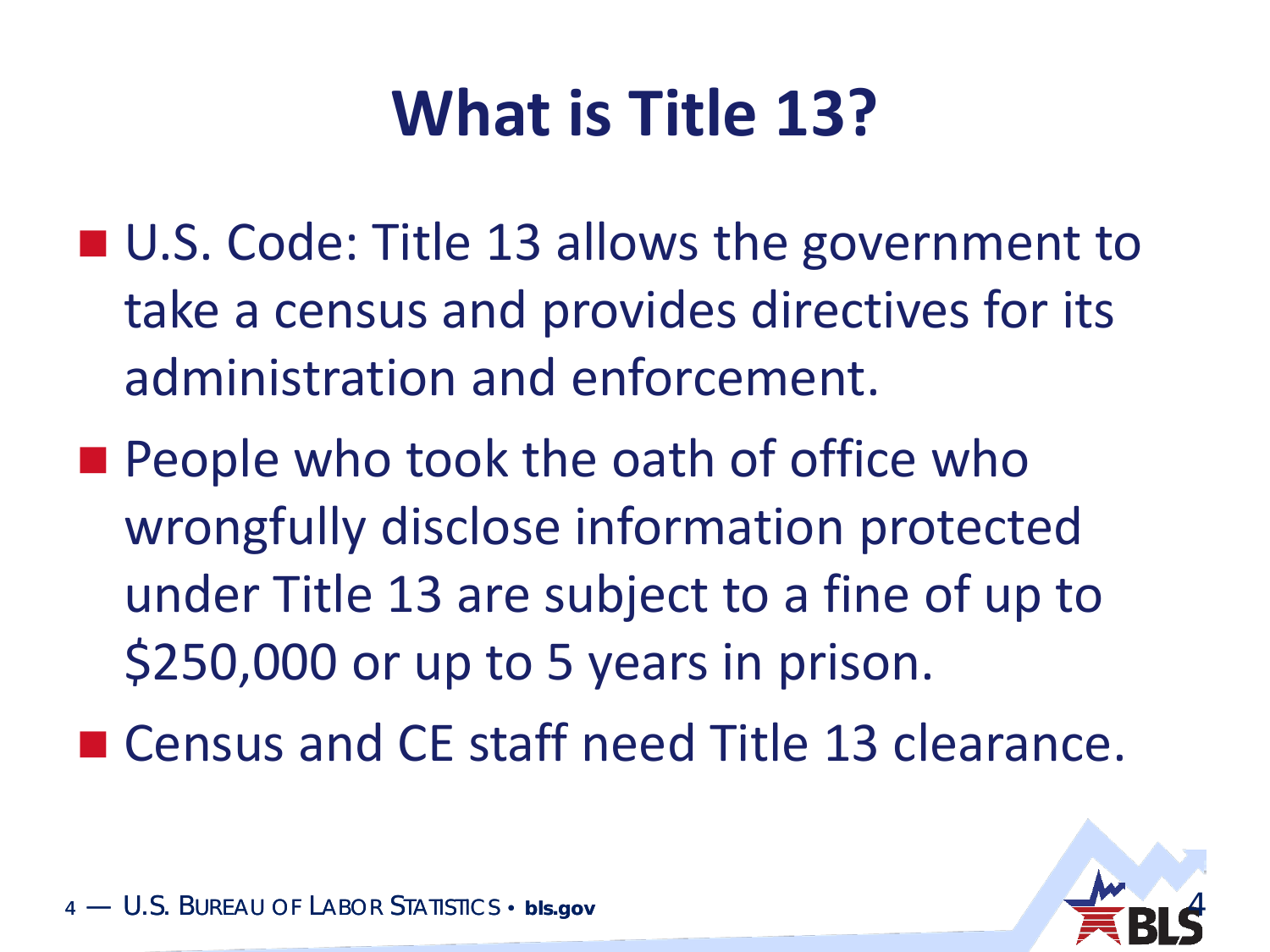# What is Title 13?

- U.S. Code: Title 13 allows the government to take a census and provides directives for its administration and enforcement.
- People who took the oath of office who wrongfully disclose information protected under Title 13 are subject to a fine of up to $250,000 or up to 5 years in prison.
- Census and CE staff need Title 13 clearance.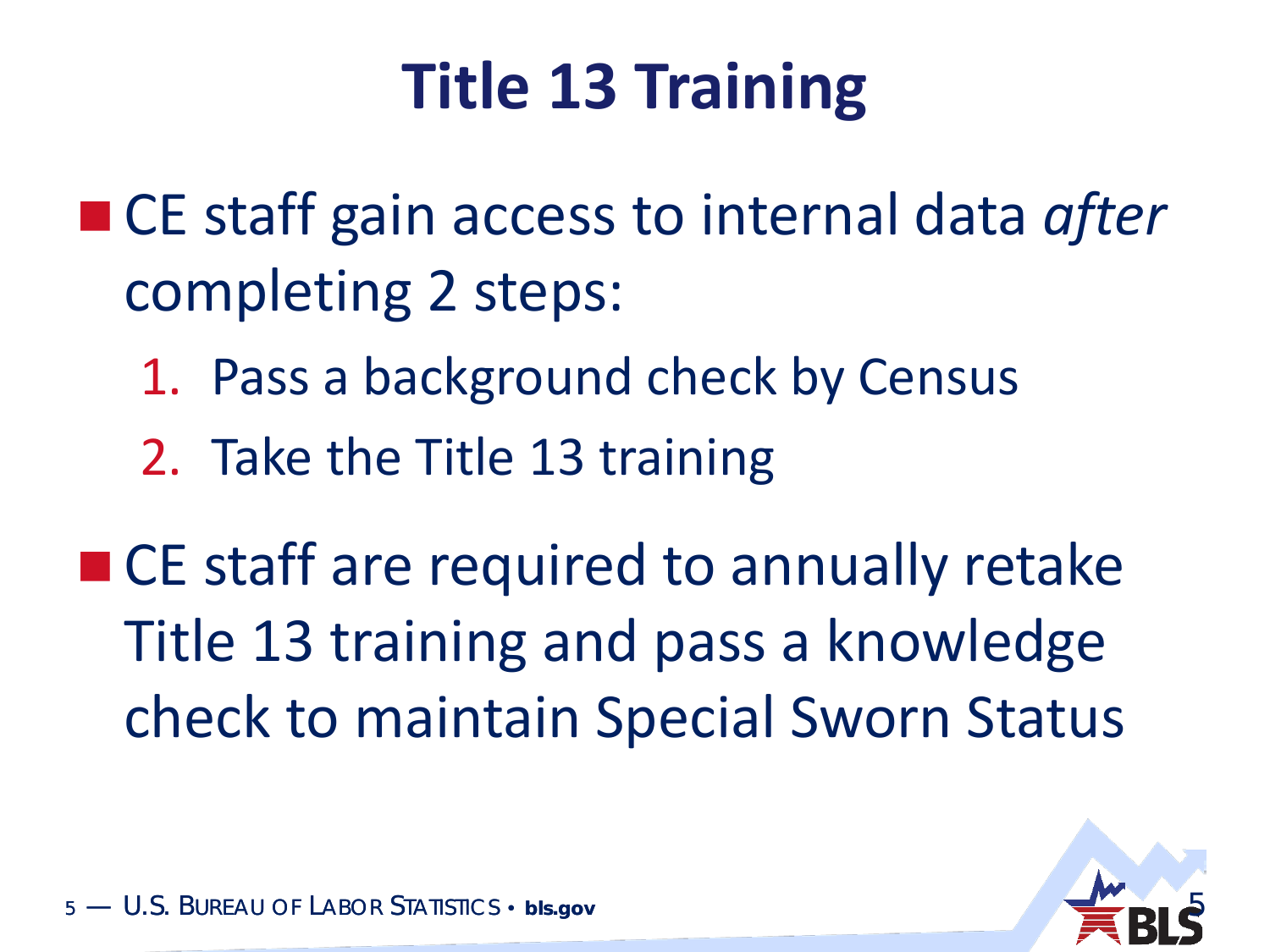# Title 13 Training

- CE staff gain access to internal data *after* completing 2 steps:
  1. Pass a background check by Census
  2. Take the Title 13 training

- CE staff are required to annually retake Title 13 training and pass a knowledge check to maintain Special Sworn Status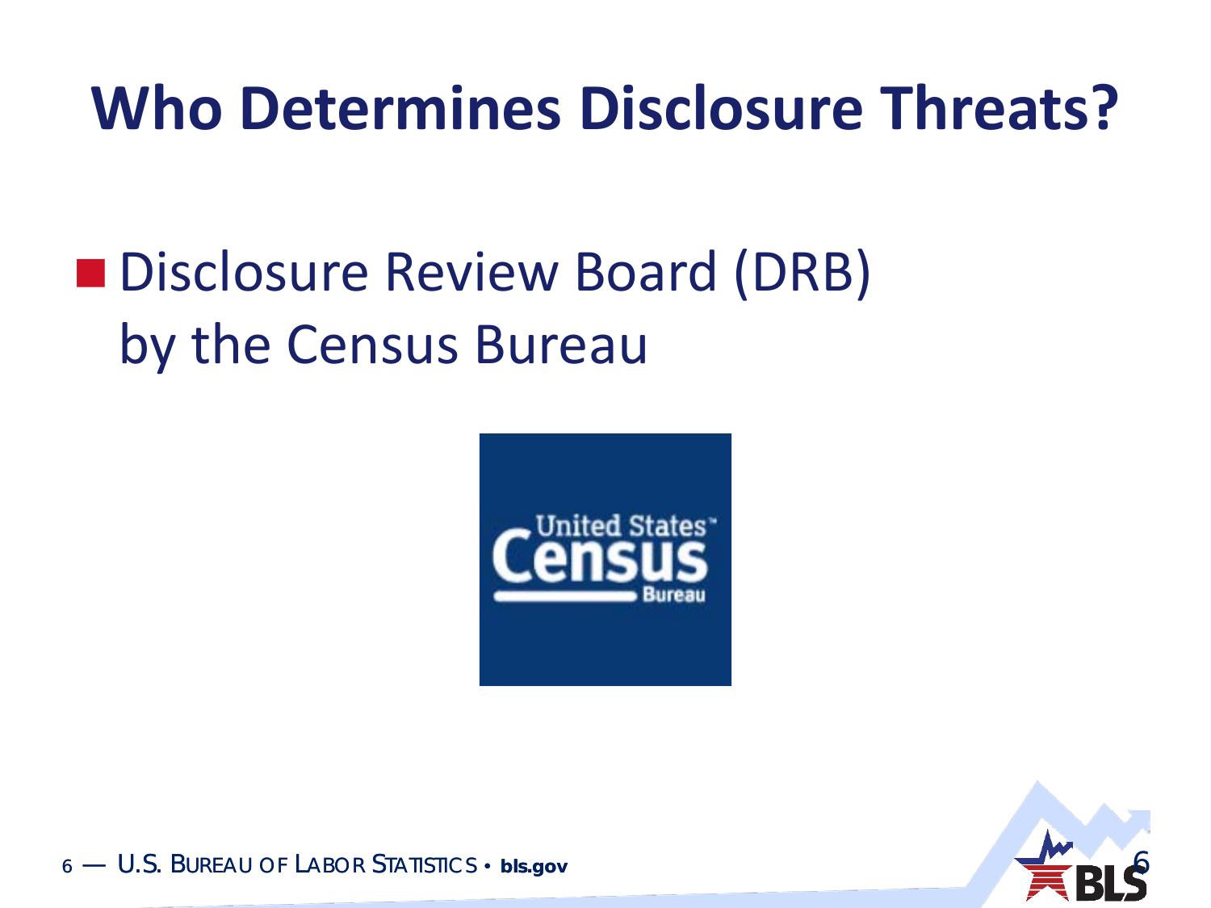# Who Determines Disclosure Threats?

- Disclosure Review Board (DRB) by the Census Bureau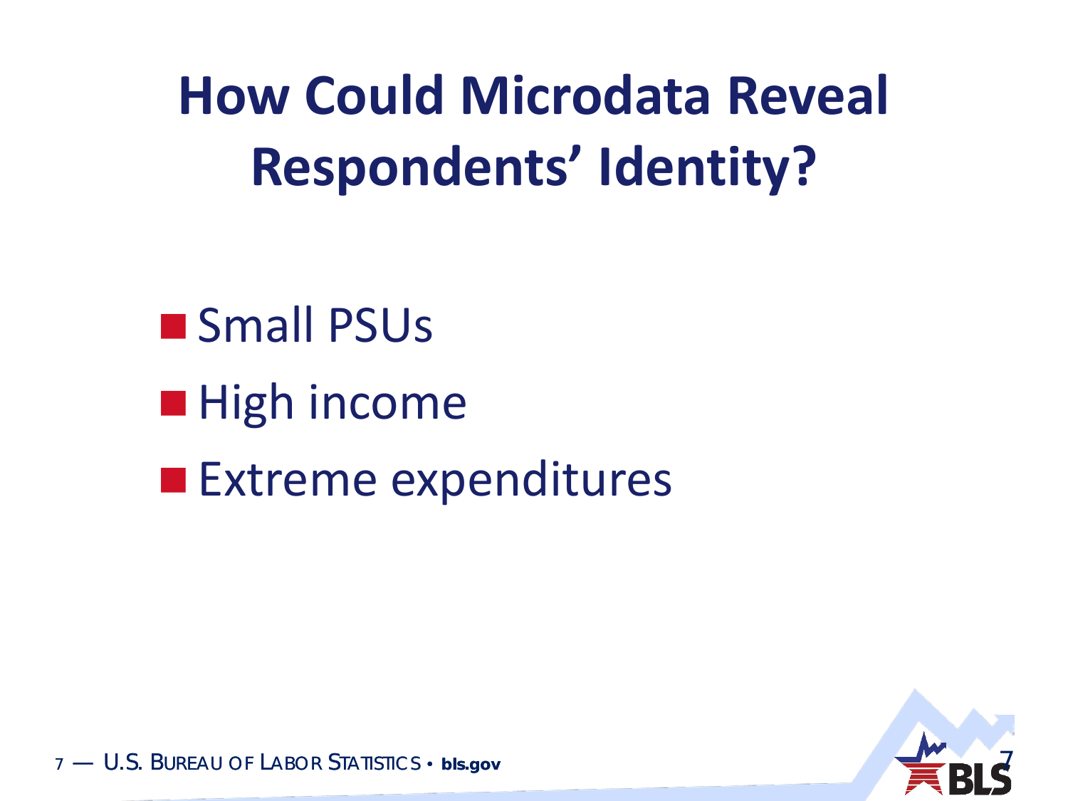# How Could Microdata Reveal Respondents' Identity?

- Small PSUs
- High income
- Extreme expenditures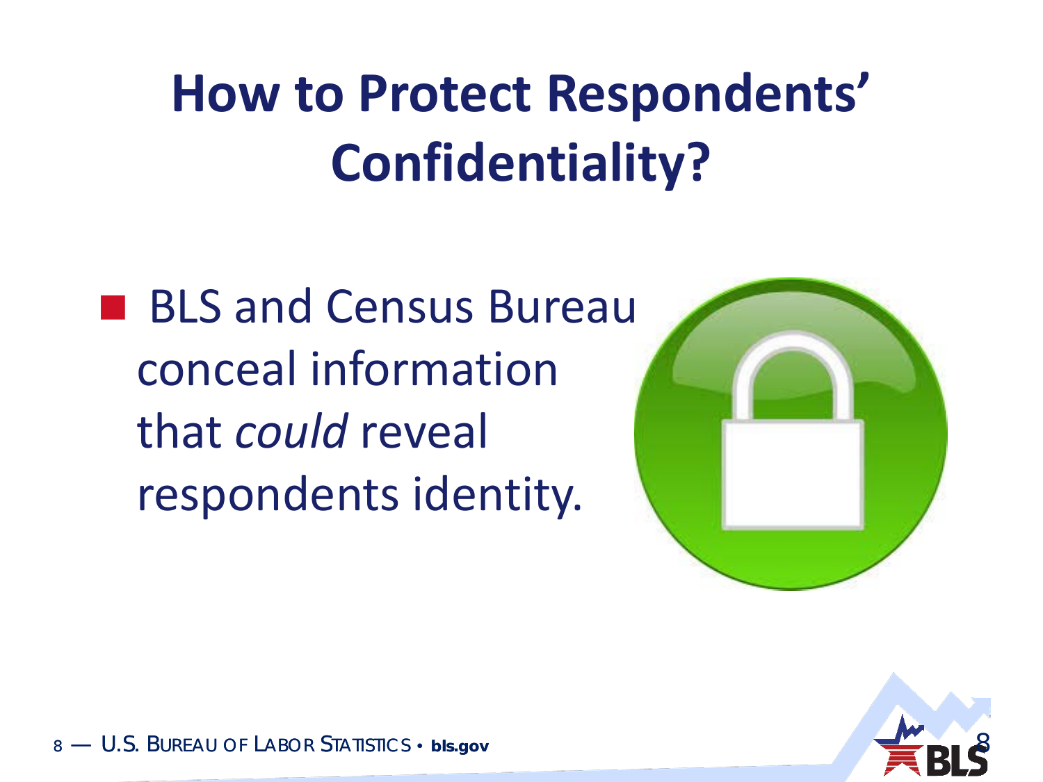# How to Protect Respondents' Confidentiality?

- BLS and Census Bureau conceal information that *could* reveal respondents identity.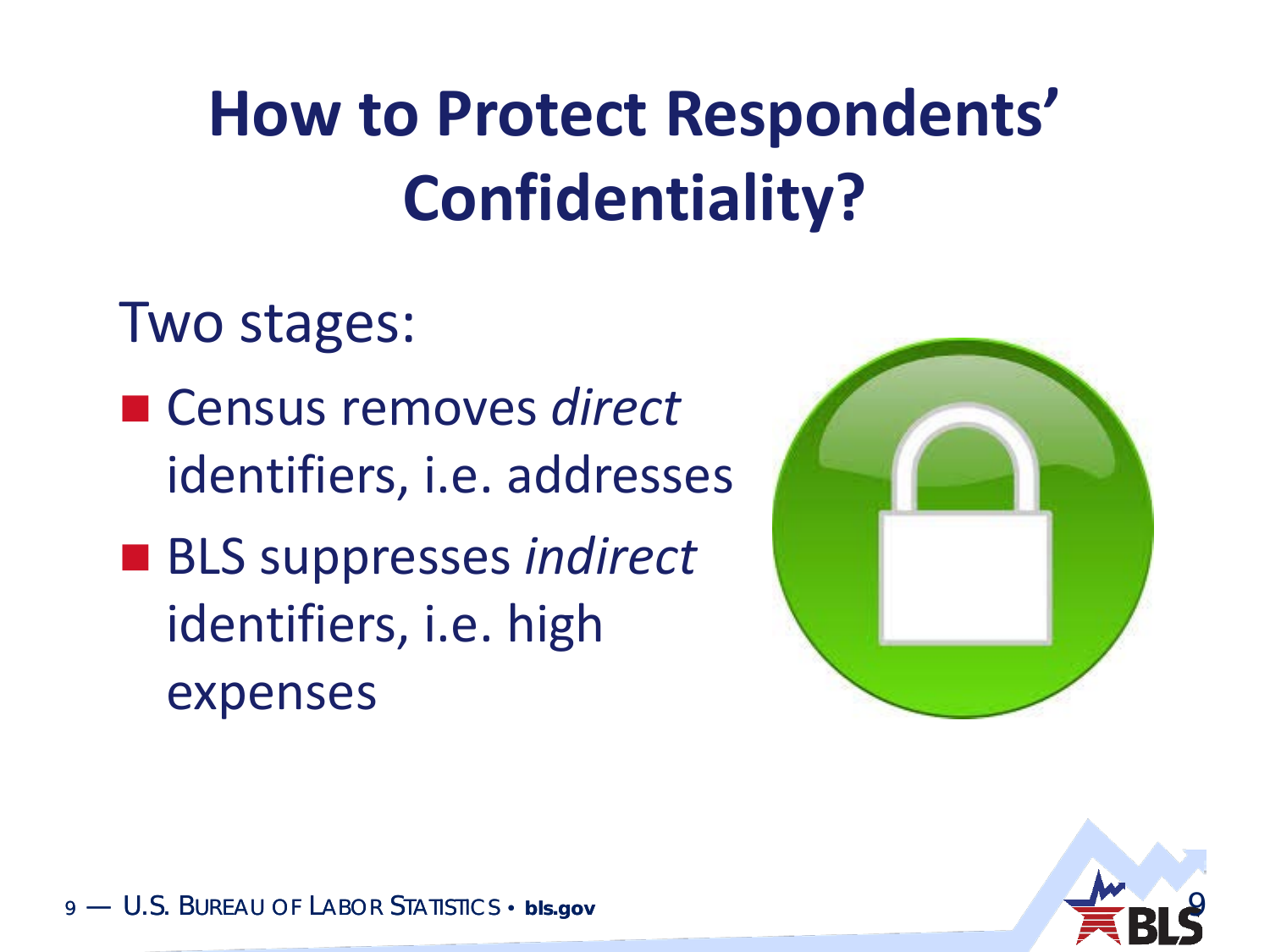# How to Protect Respondents' Confidentiality?

Two stages:

- Census removes *direct* identifiers, i.e. addresses
- BLS suppresses *indirect* identifiers, i.e. high expenses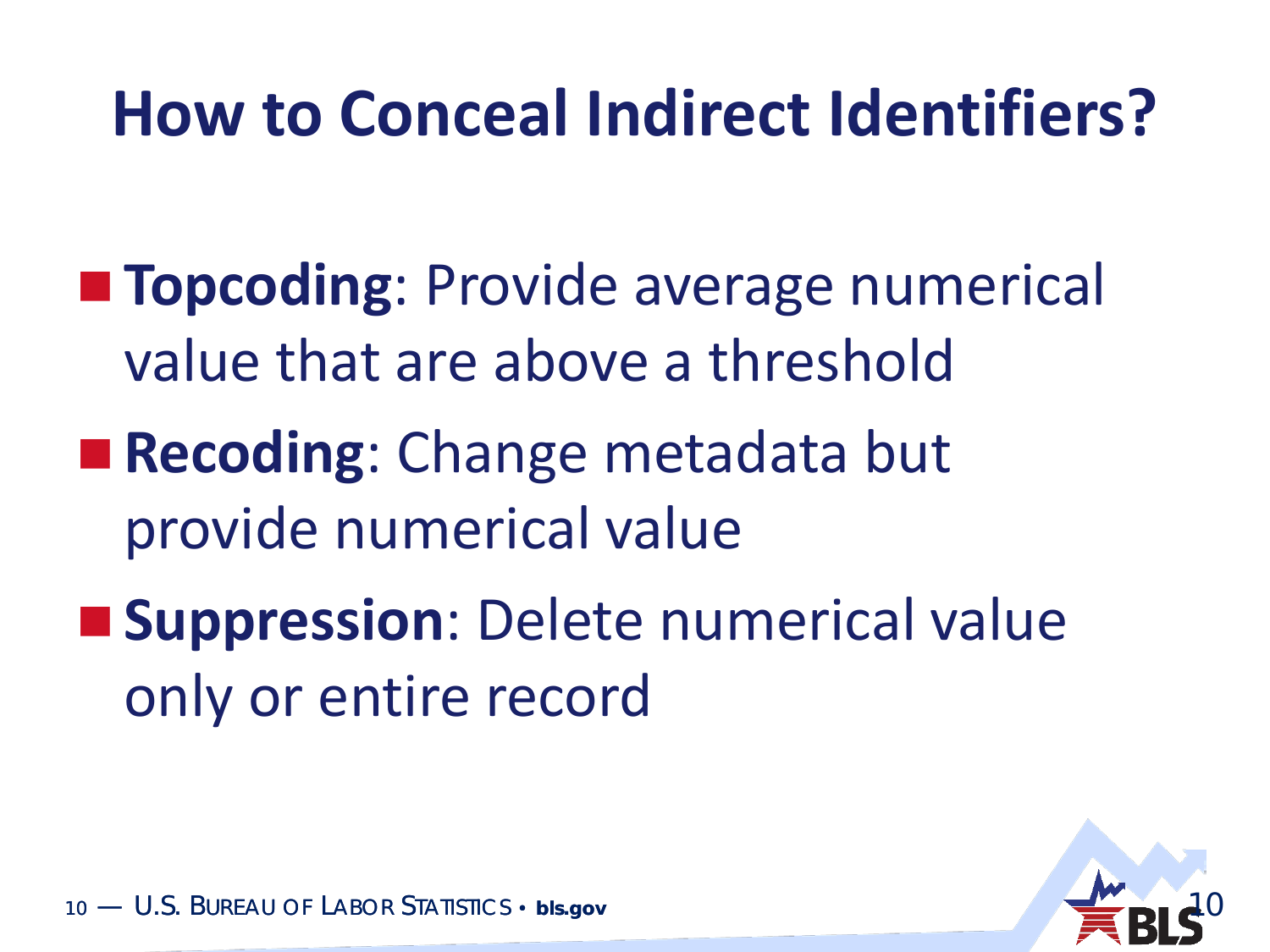# How to Conceal Indirect Identifiers?

- **Topcoding**: Provide average numerical value that are above a threshold
- **Recoding**: Change metadata but provide numerical value
- **Suppression**: Delete numerical value only or entire record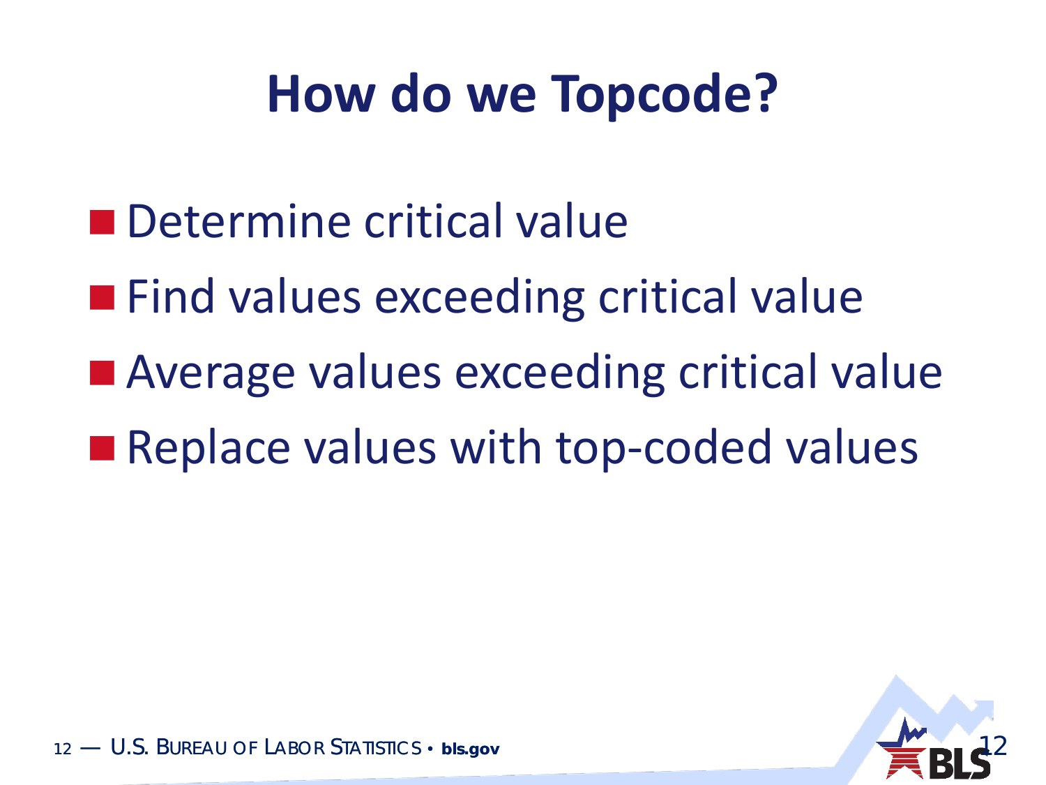# How do we Topcode?

- Determine critical value
- Find values exceeding critical value
- Average values exceeding critical value
- Replace values with top-coded values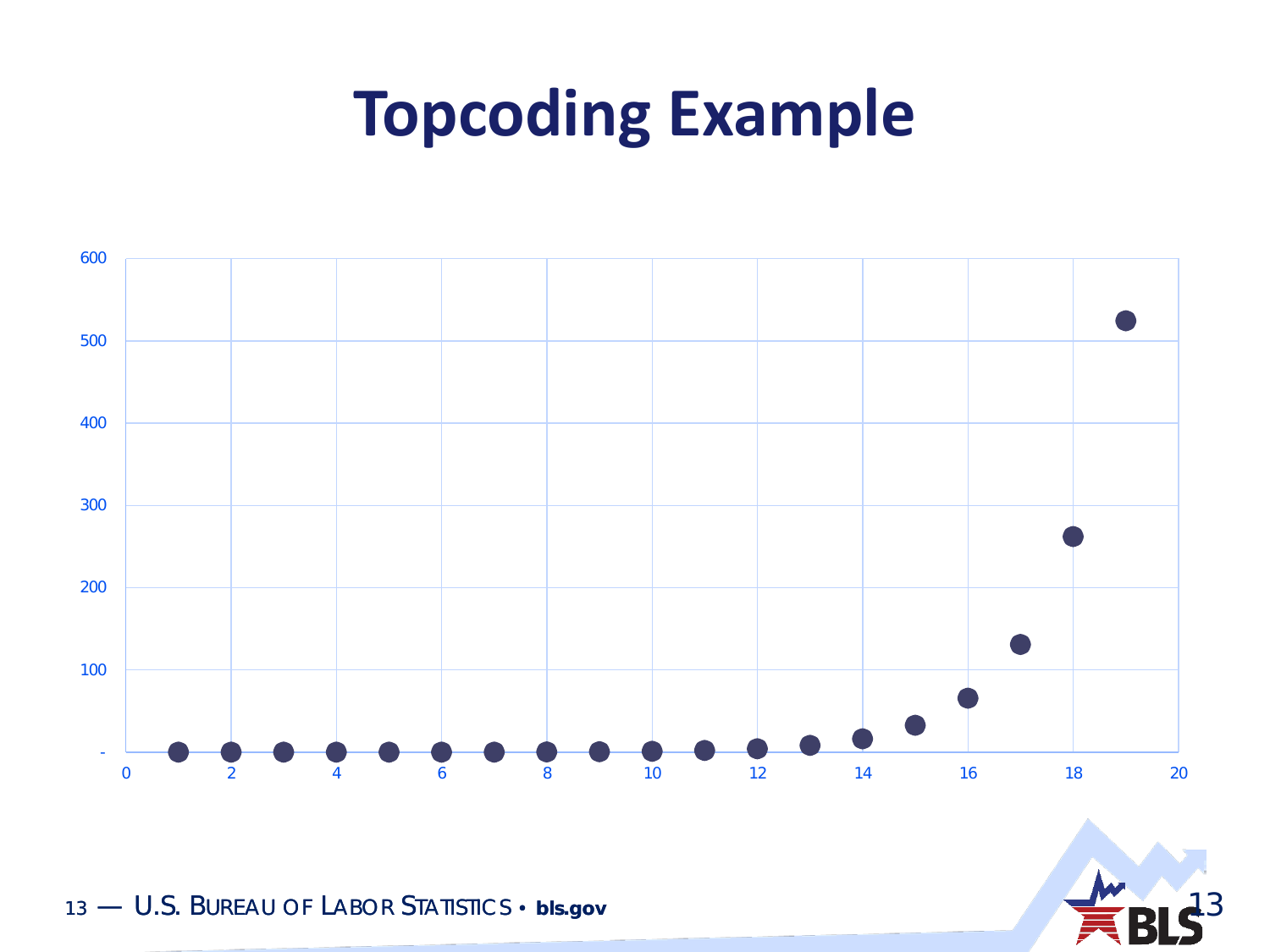# Topcoding Example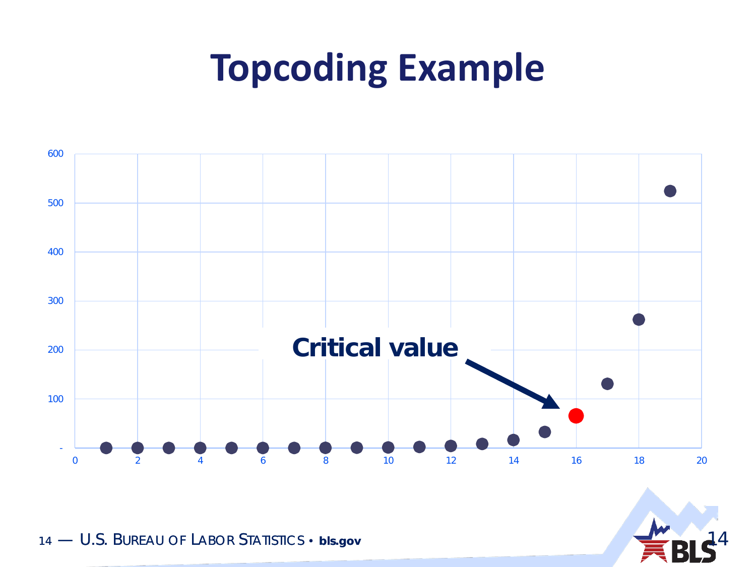# Topcoding Example

Critical value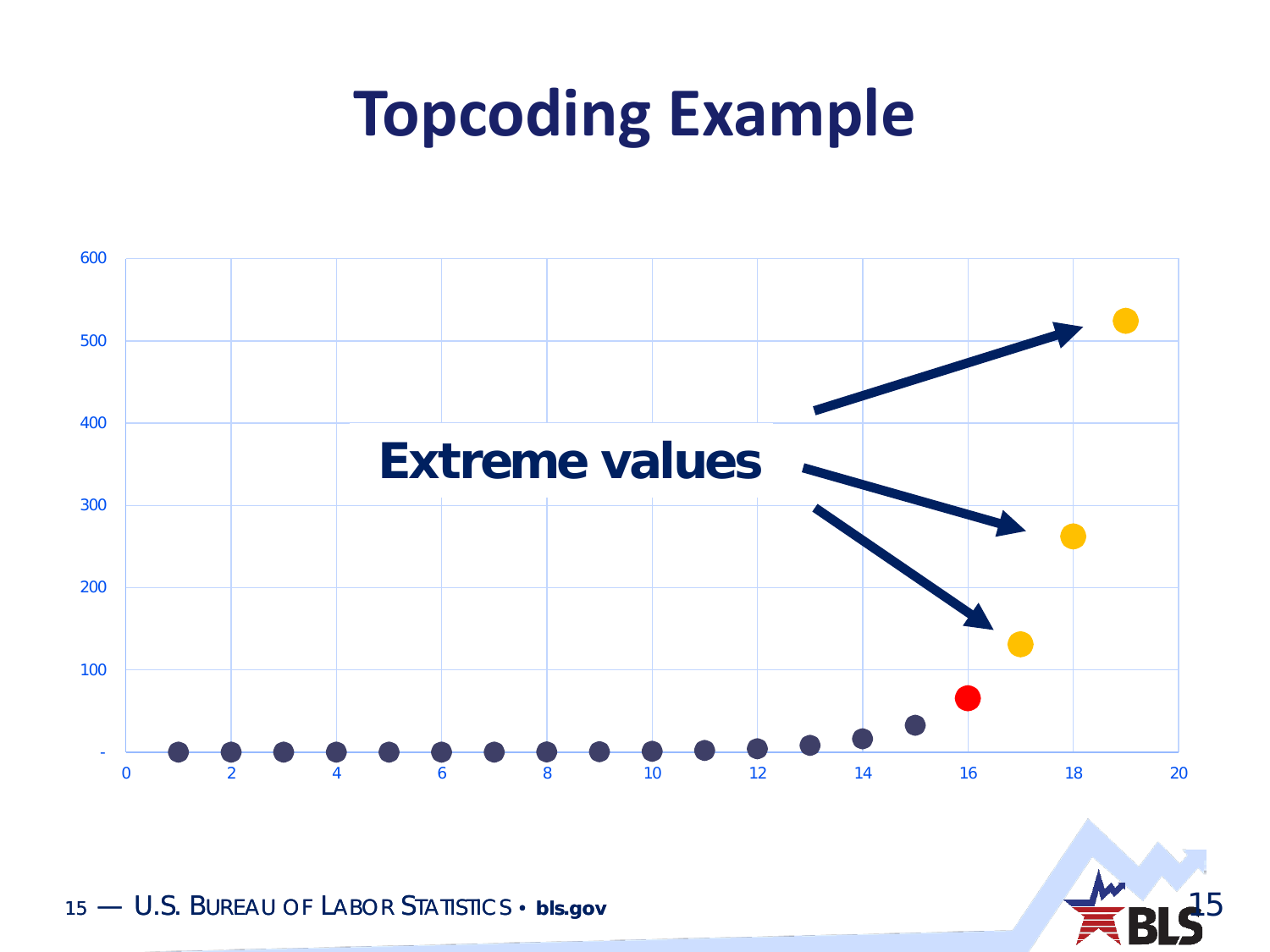# Topcoding Example

Extreme values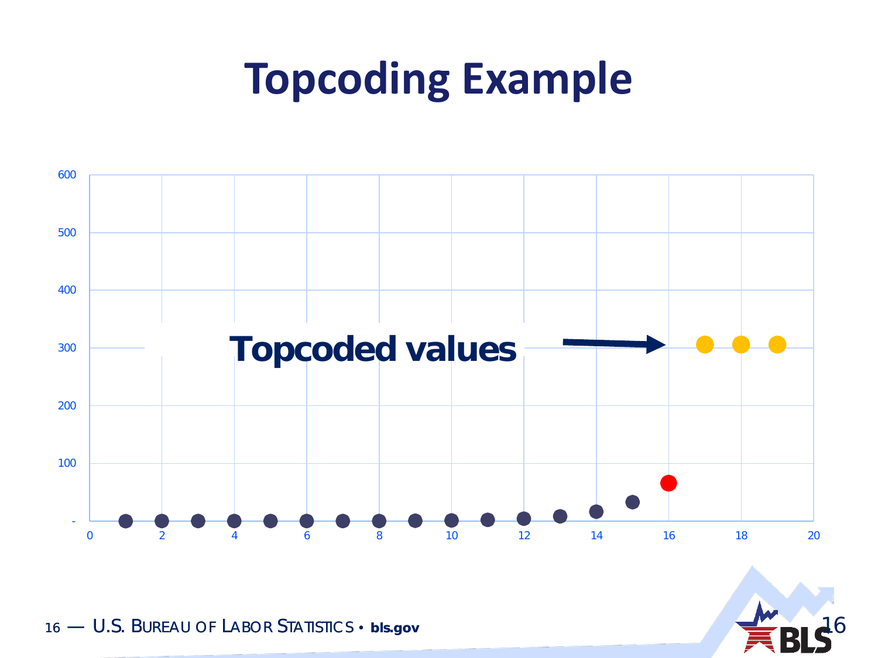# Topcoding Example

Topcoded values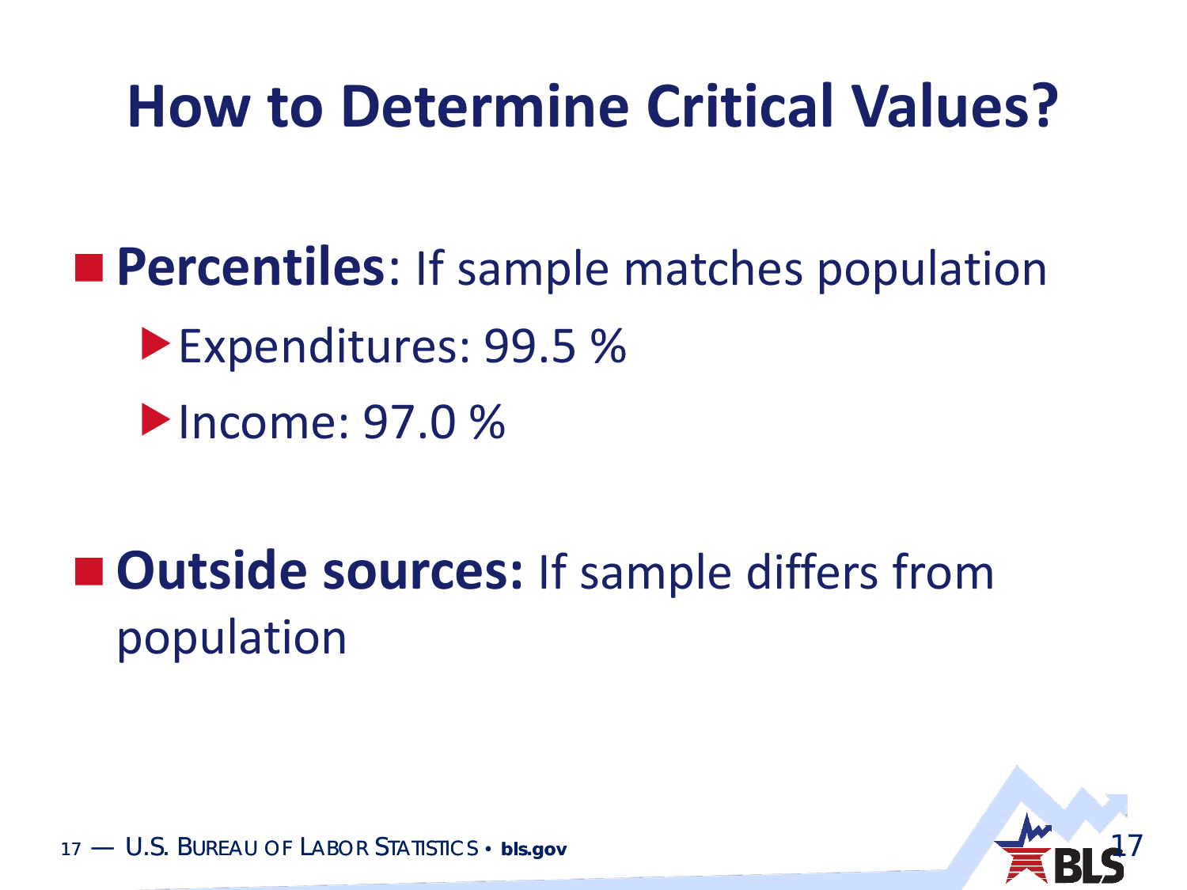# How to Determine Critical Values?

- **Percentiles**: If sample matches population
  - Expenditures: 99.5 %
  - Income: 97.0 %

- **Outside sources:** If sample differs from population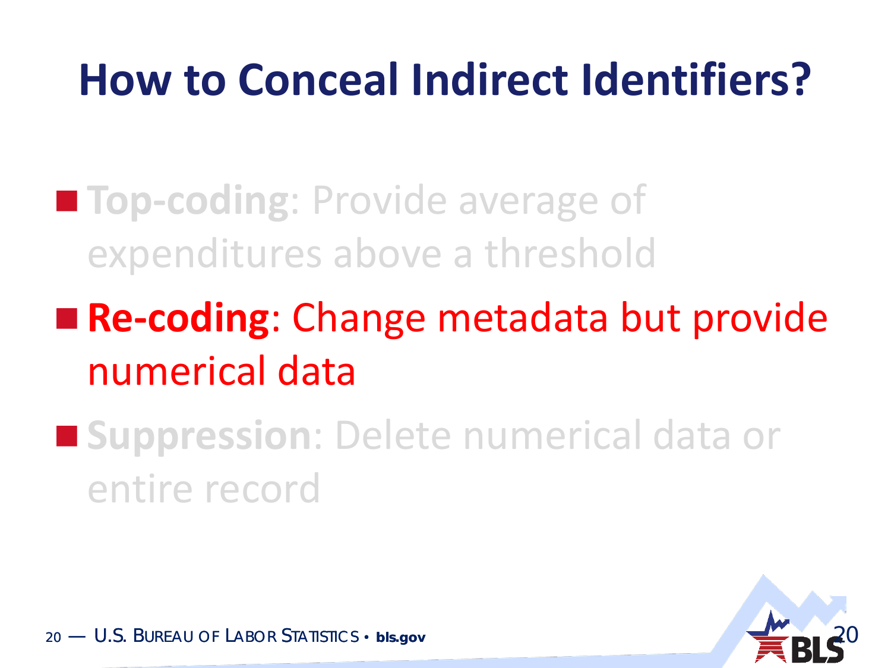# How to Conceal Indirect Identifiers?

- **Top-coding**: Provide average of expenditures above a threshold
- **Re-coding**: Change metadata but provide numerical data
- **Suppression**: Delete numerical data or entire record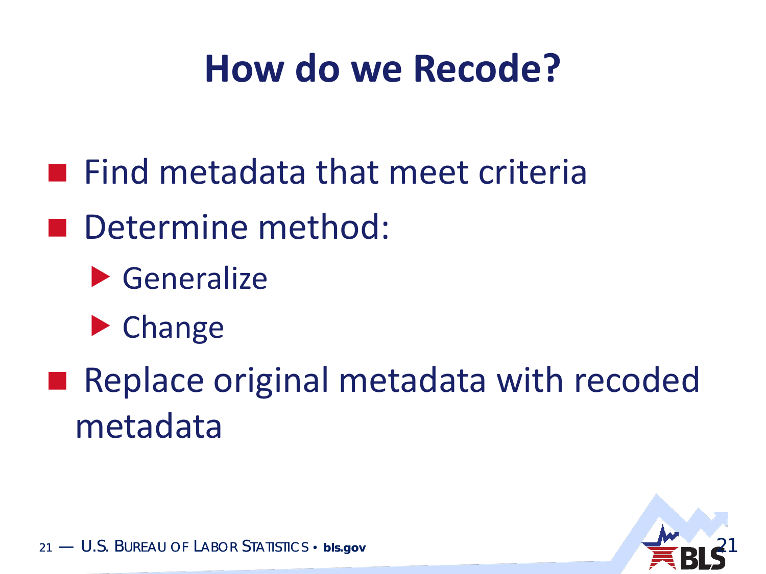# How do we Recode?

- Find metadata that meet criteria
- Determine method:
  - Generalize
  - Change
- Replace original metadata with recoded metadata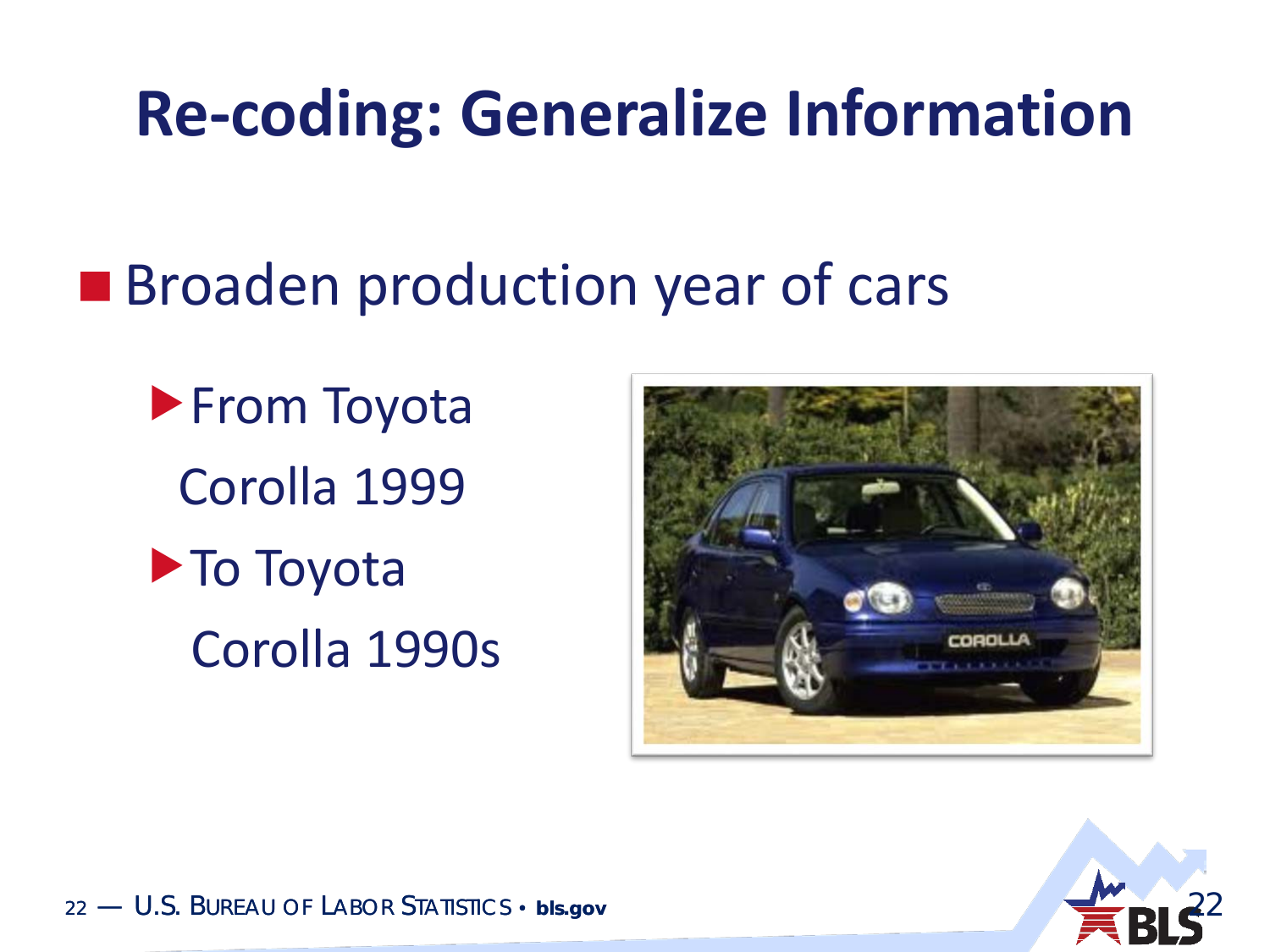# Re-coding: Generalize Information

- Broaden production year of cars
  - From Toyota Corolla 1999
  - To Toyota Corolla 1990s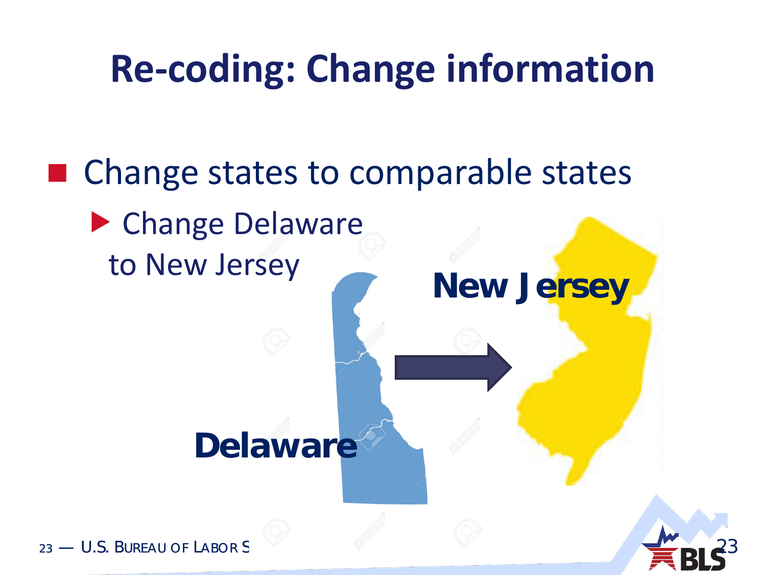# Re-coding: Change information

- Change states to comparable states
  - Change Delaware to New Jersey

New Jersey

Delaware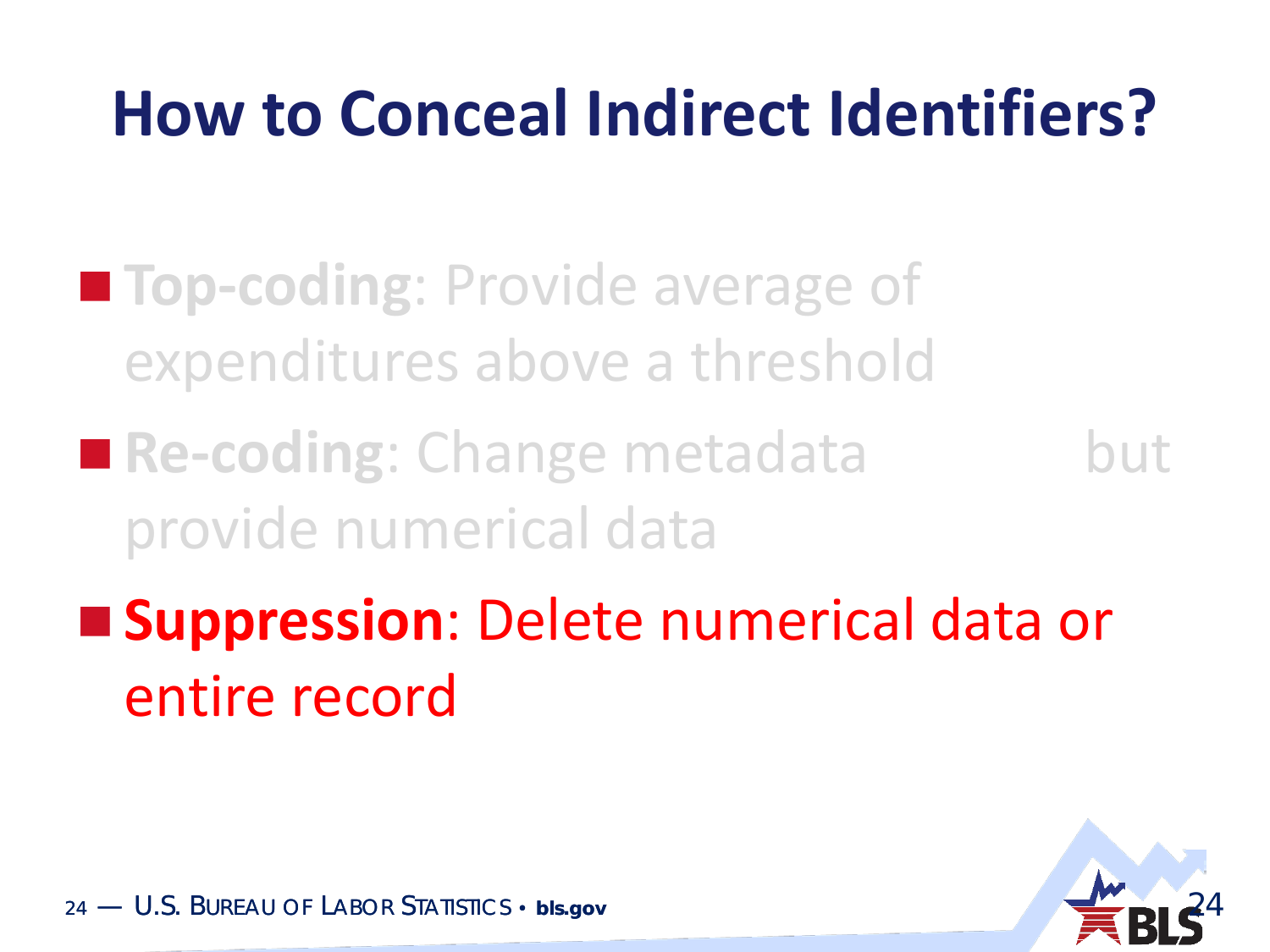# How to Conceal Indirect Identifiers?

- **Top-coding**: Provide average of expenditures above a threshold
- **Re-coding**: Change metadata but provide numerical data
- **Suppression**: Delete numerical data or entire record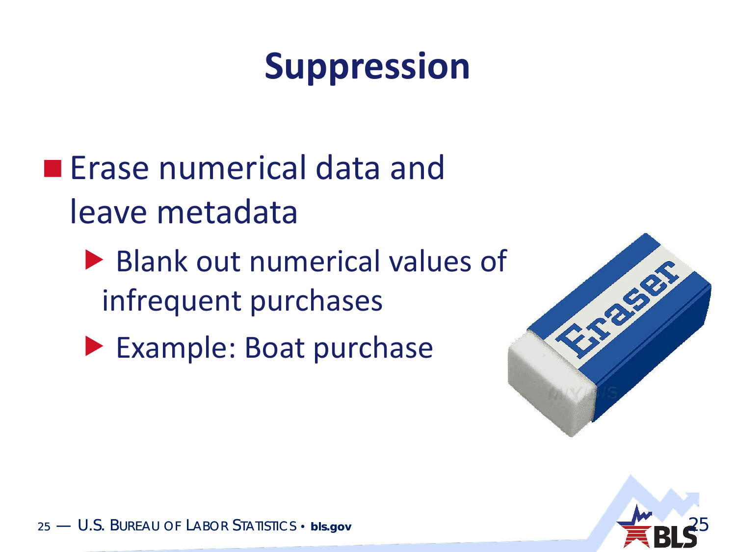# Suppression

- Erase numerical data and leave metadata
  - Blank out numerical values of infrequent purchases
  - Example: Boat purchase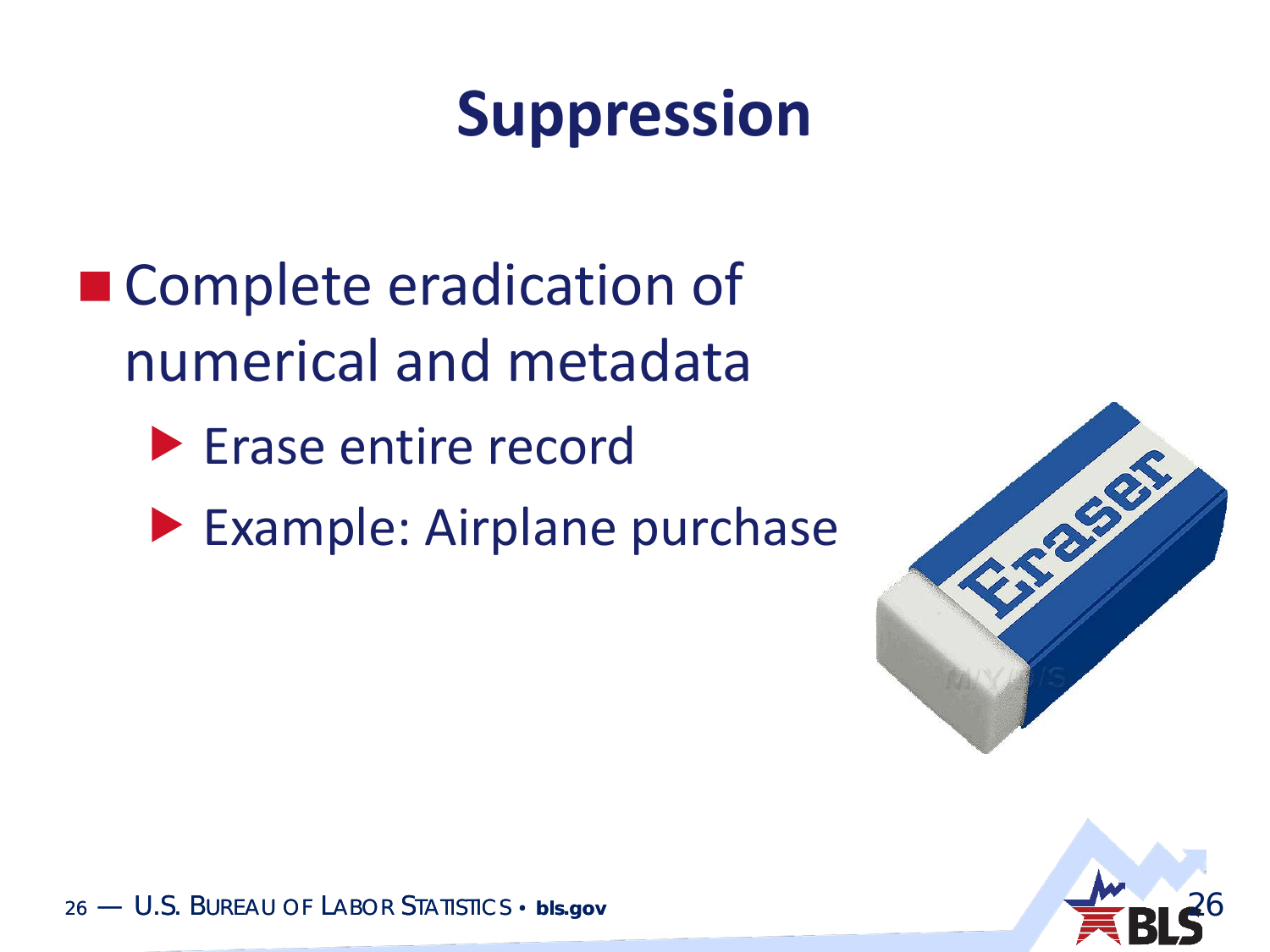# Suppression

- Complete eradication of numerical and metadata
  - Erase entire record
  - Example: Airplane purchase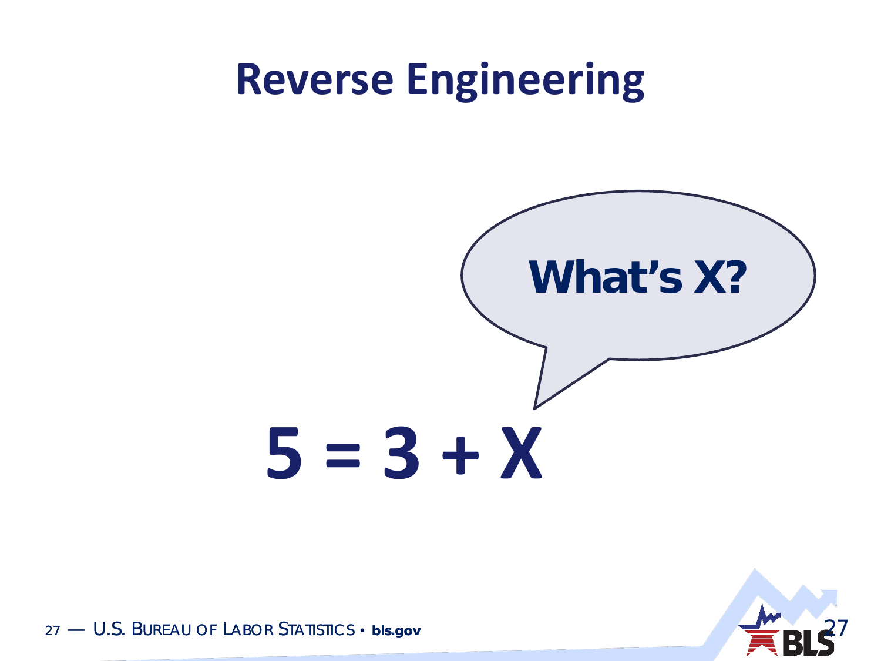# Reverse Engineering

What's X?

$$5 = 3 + X$$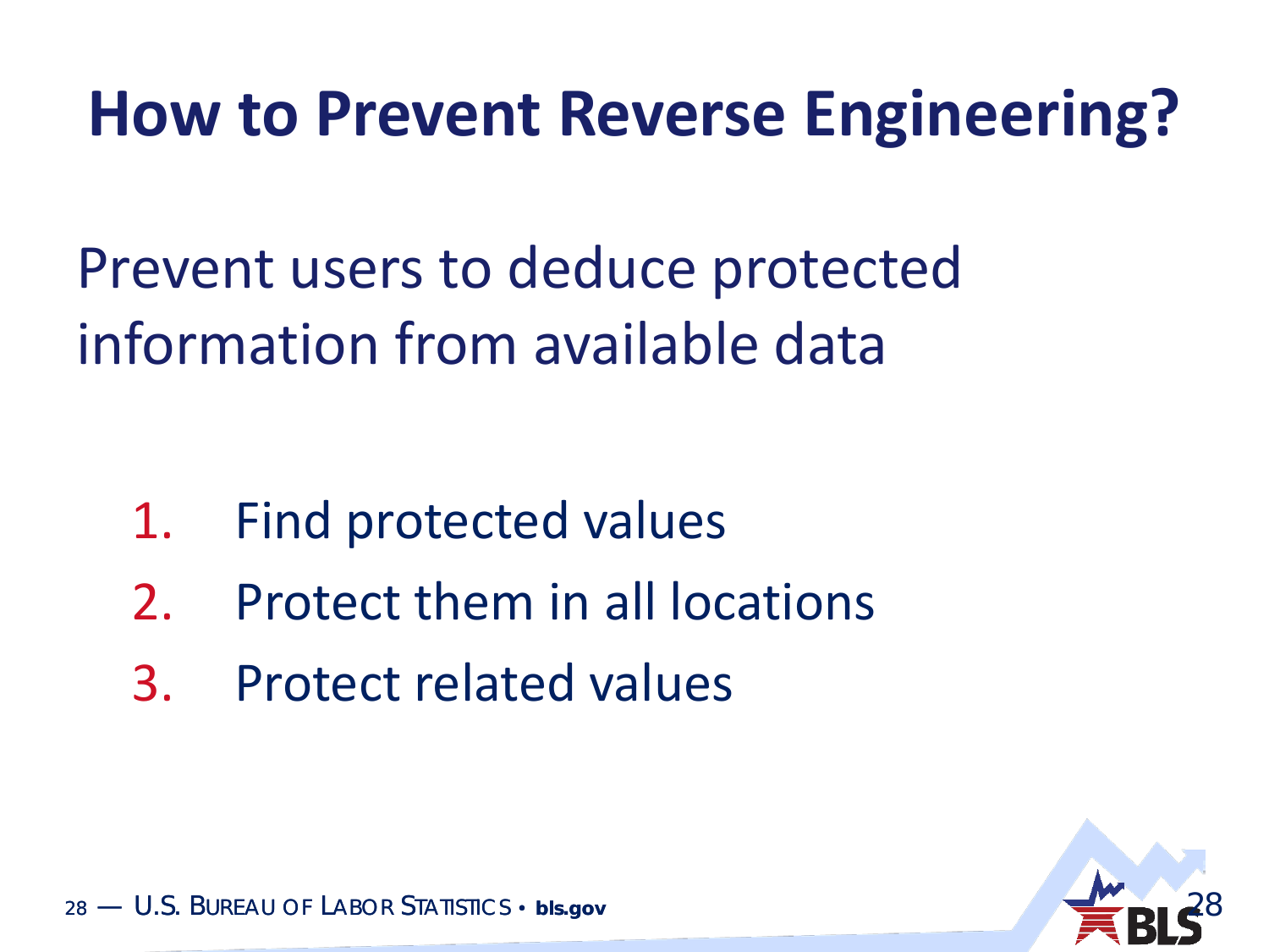# How to Prevent Reverse Engineering?

Prevent users to deduce protected information from available data

1. Find protected values
2. Protect them in all locations
3. Protect related values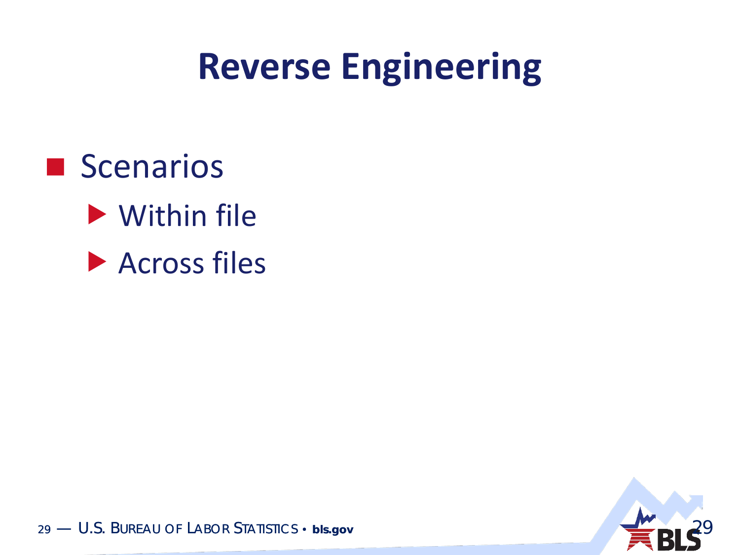# Reverse Engineering

- Scenarios
  - Within file
  - Across files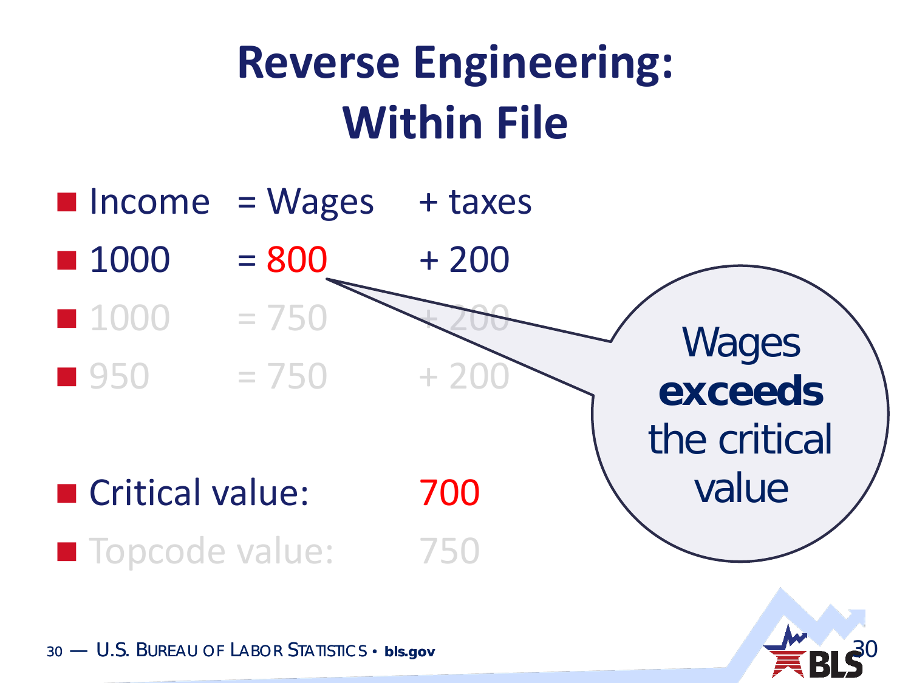# Reverse Engineering: Within File

| Income | = Wages | + taxes |
|---|---|---|
| 1000 | = 800 | + 200 |
| 1000 | = 750 | + 200 |
| 950 | = 750 | + 200 |

- Critical value: 700
- Topcode value: 750

Wages **exceeds** the critical value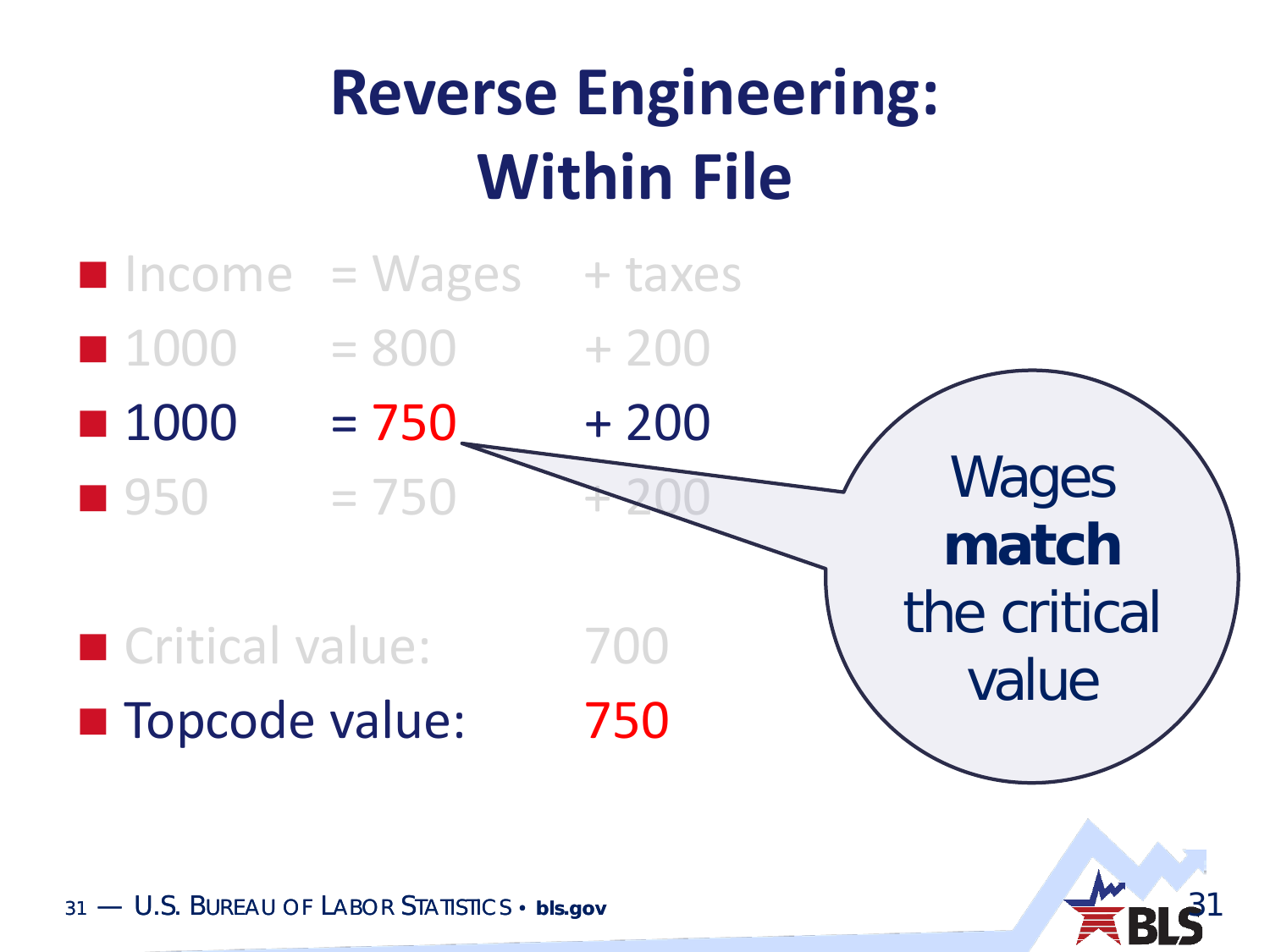# Reverse Engineering: Within File

- Income = Wages + taxes
- 1000 = 800 + 200
- 1000 = 750 + 200
- 950 = 750 + 200

- Critical value: 700
- Topcode value: 750

Wages **match** the critical value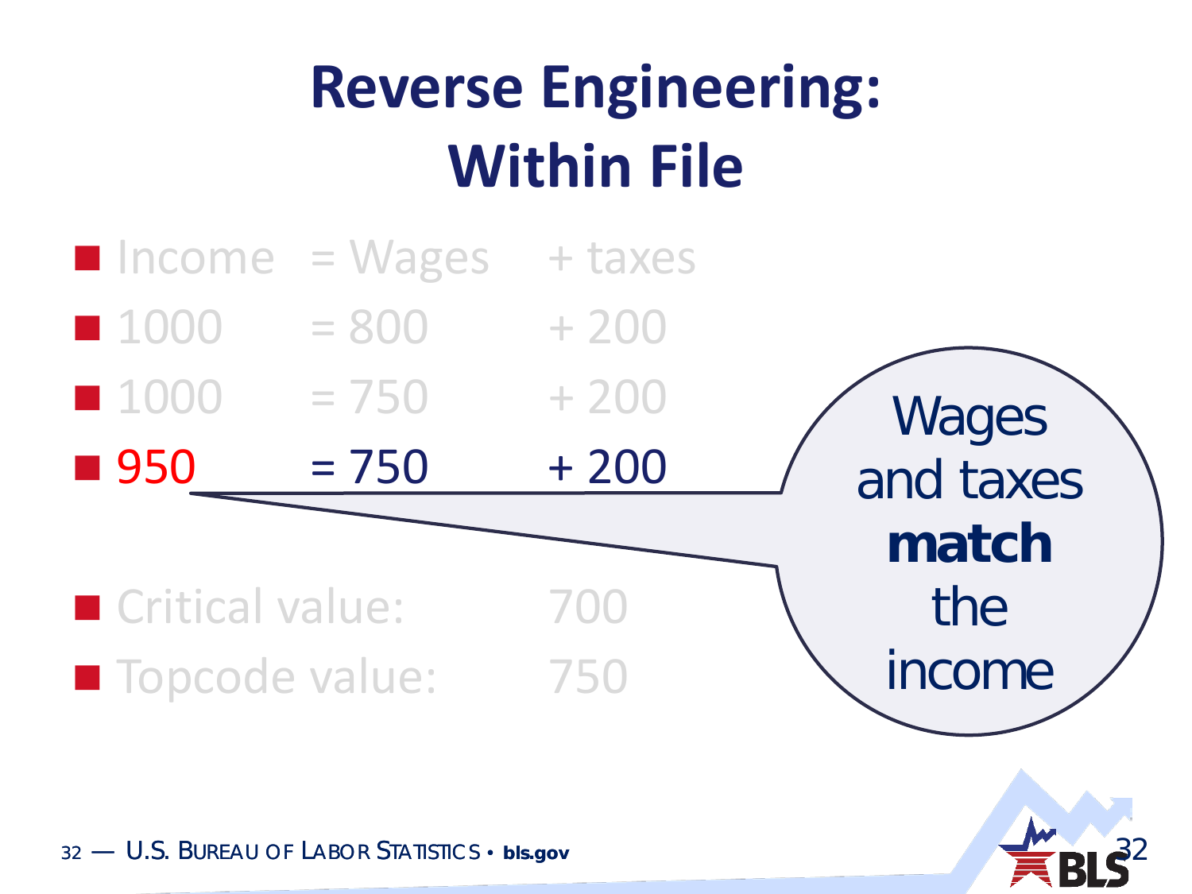# Reverse Engineering: Within File

- Income = Wages + taxes
- 1000 = 800 + 200
- 1000 = 750 + 200
- 950 = 750 + 200

- Critical value: 700
- Topcode value: 750

Wages and taxes **match** the income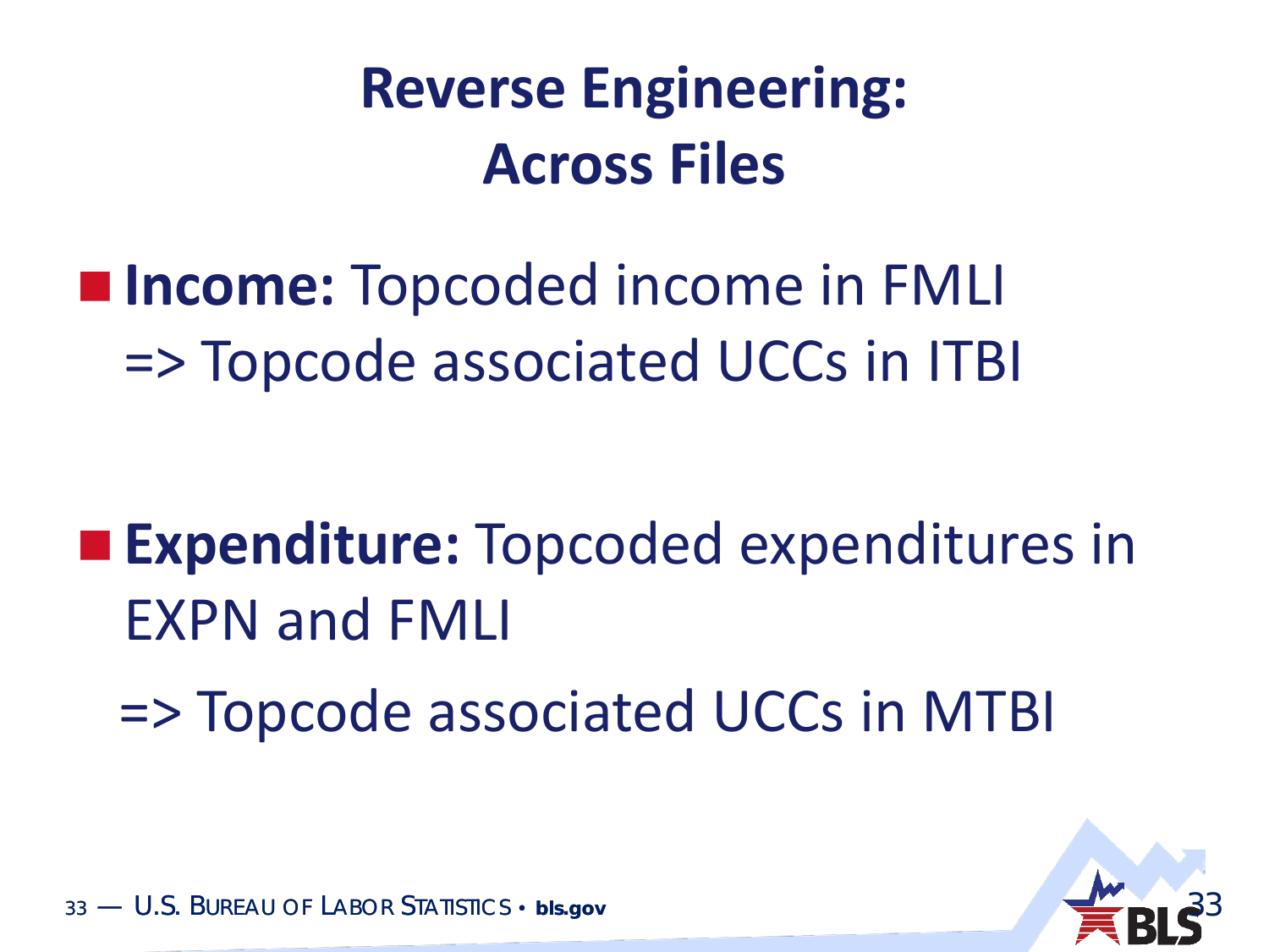# Reverse Engineering: Across Files

- **Income:** Topcoded income in FMLI
  => Topcode associated UCCs in ITBI

- **Expenditure:** Topcoded expenditures in EXPN and FMLI

  => Topcode associated UCCs in MTBI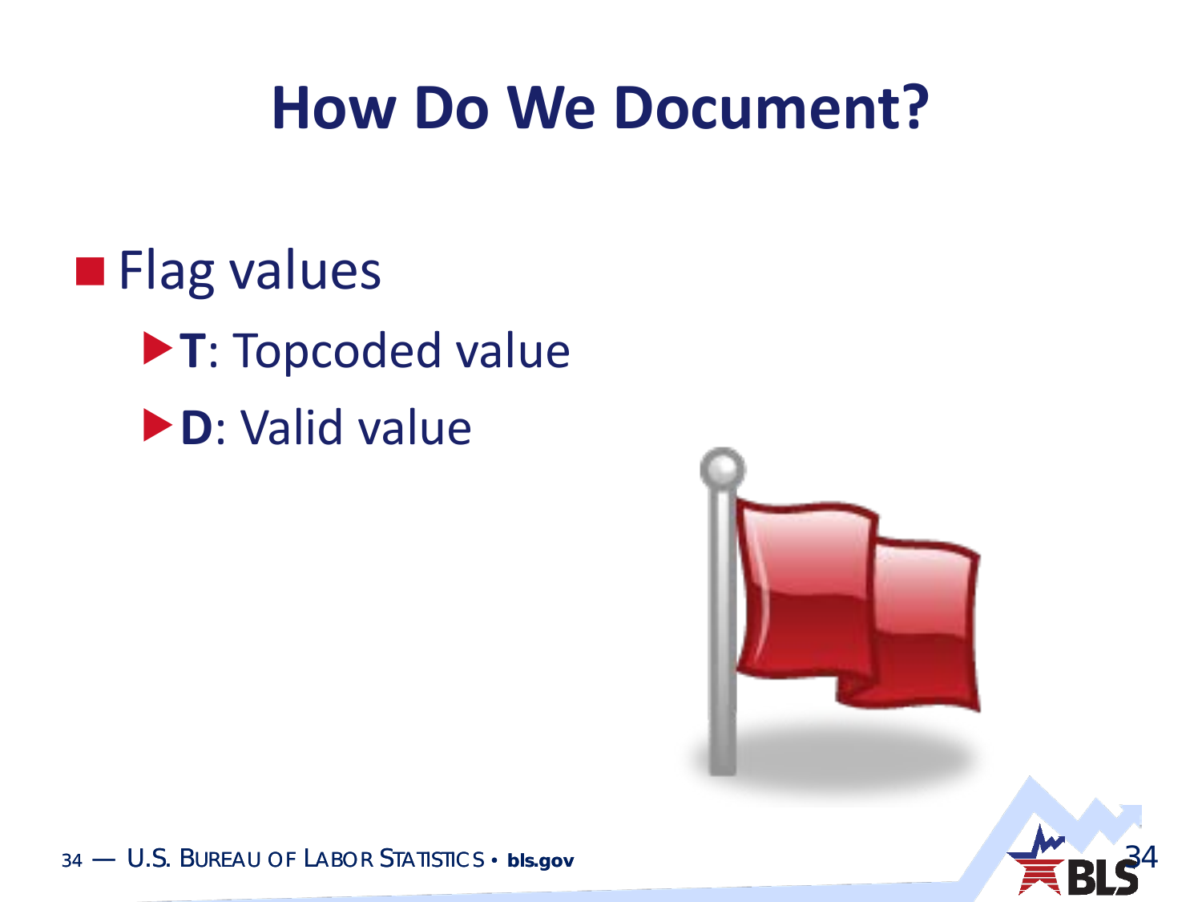# How Do We Document?

- Flag values
  - **T**: Topcoded value
  - **D**: Valid value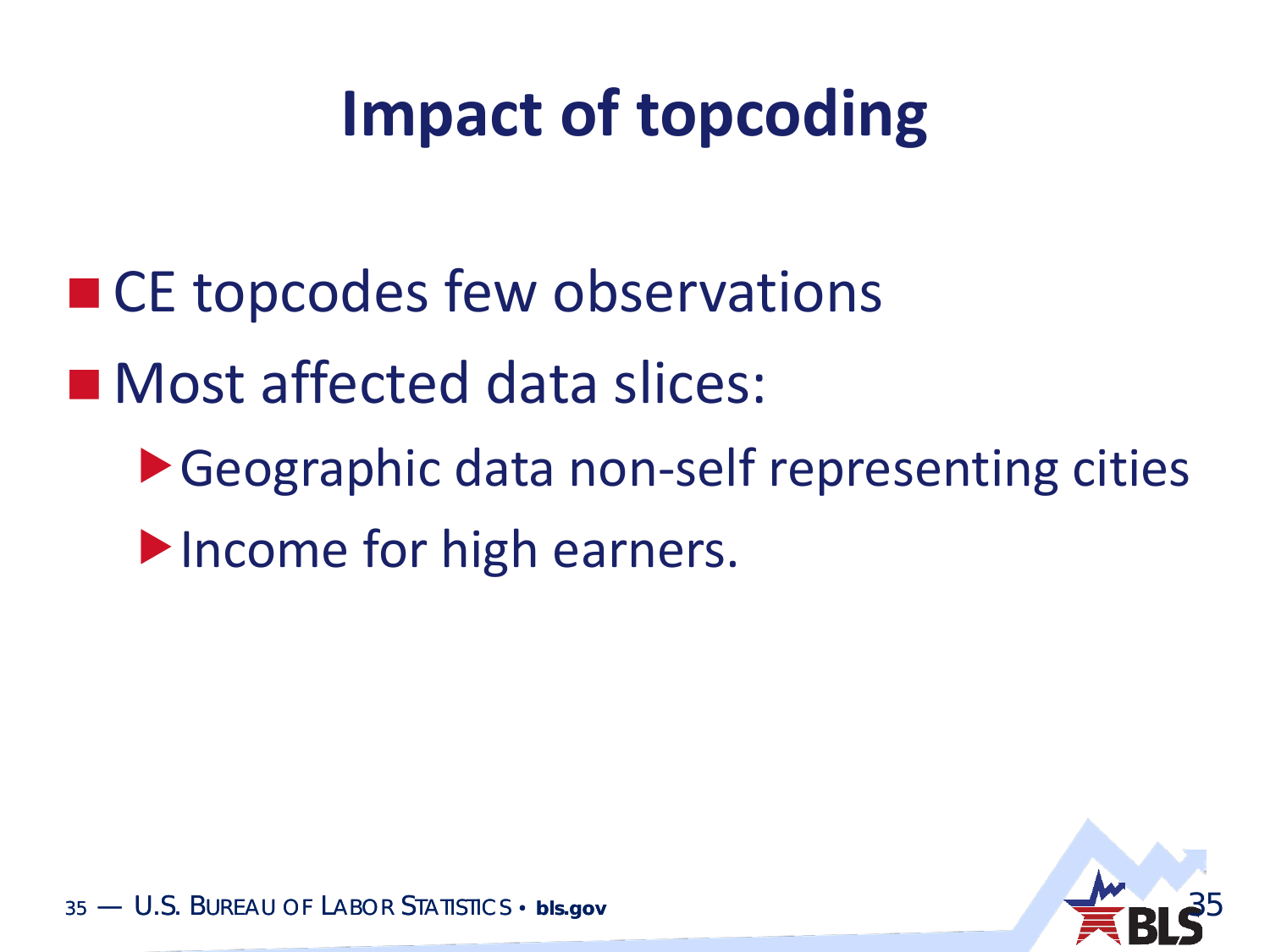# Impact of topcoding

- CE topcodes few observations
- Most affected data slices:
  - Geographic data non-self representing cities
  - Income for high earners.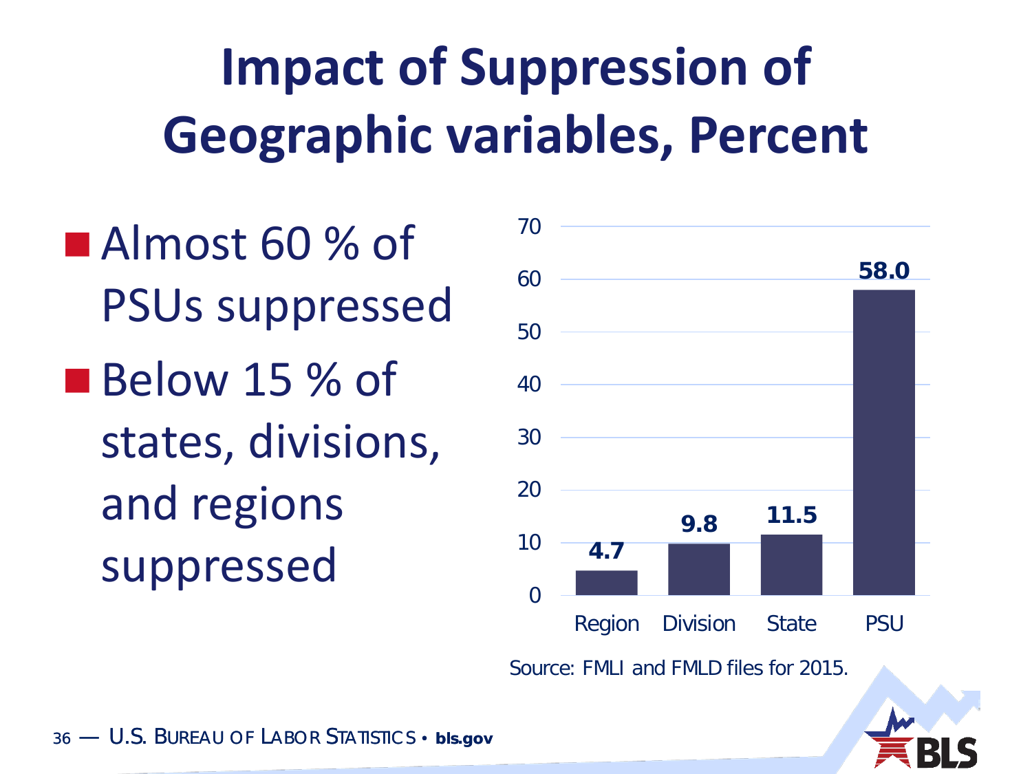# Impact of Suppression of Geographic variables, Percent

- Almost 60 % of PSUs suppressed
- Below 15 % of states, divisions, and regions suppressed

| Geographic variable | Percent suppressed |
|---|---|
| Region | 4.7 |
| Division | 9.8 |
| State | 11.5 |
| PSU | 58.0 |

Source: FMLI and FMLD files for 2015.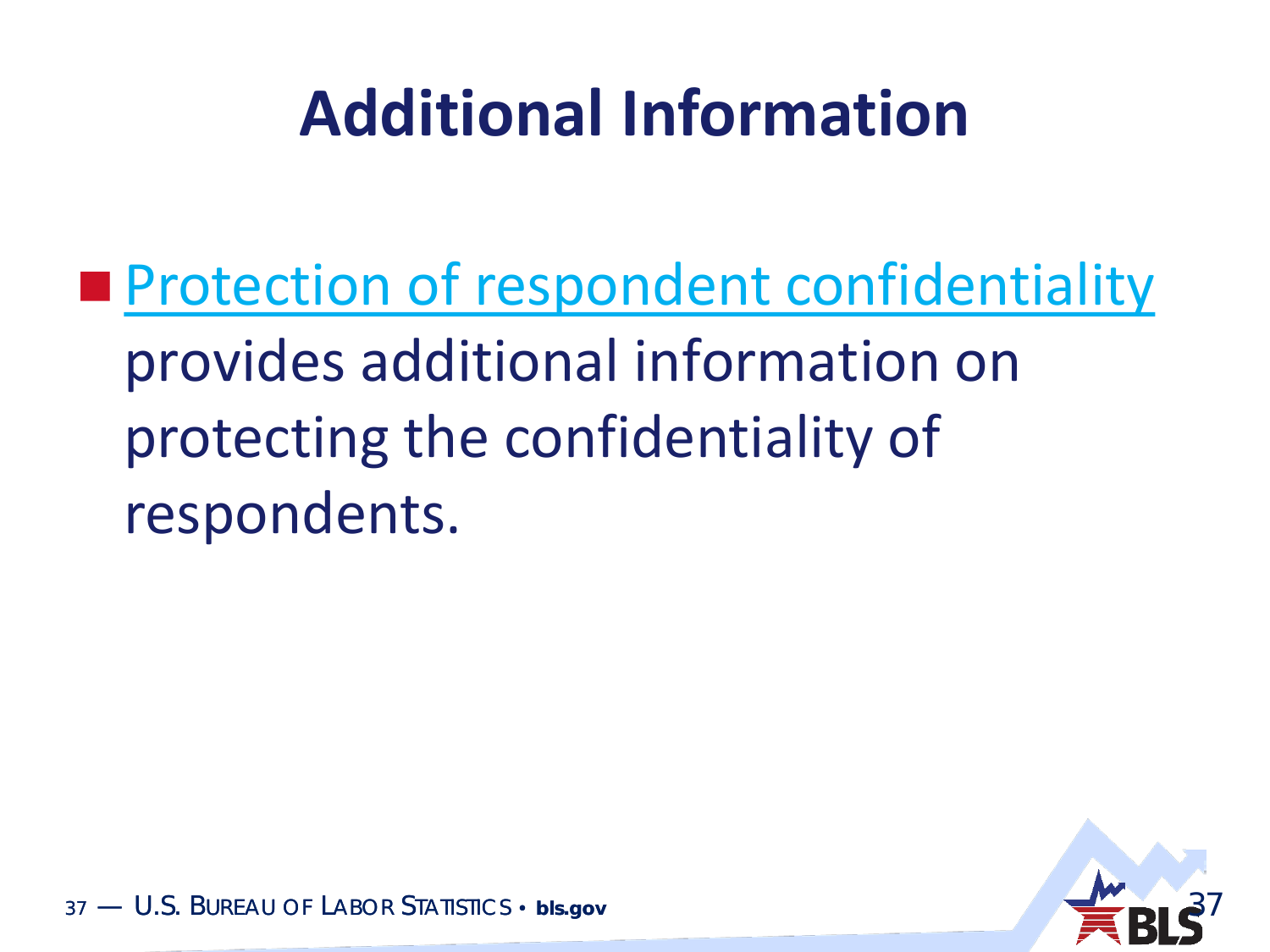# Additional Information

- Protection of respondent confidentiality provides additional information on protecting the confidentiality of respondents.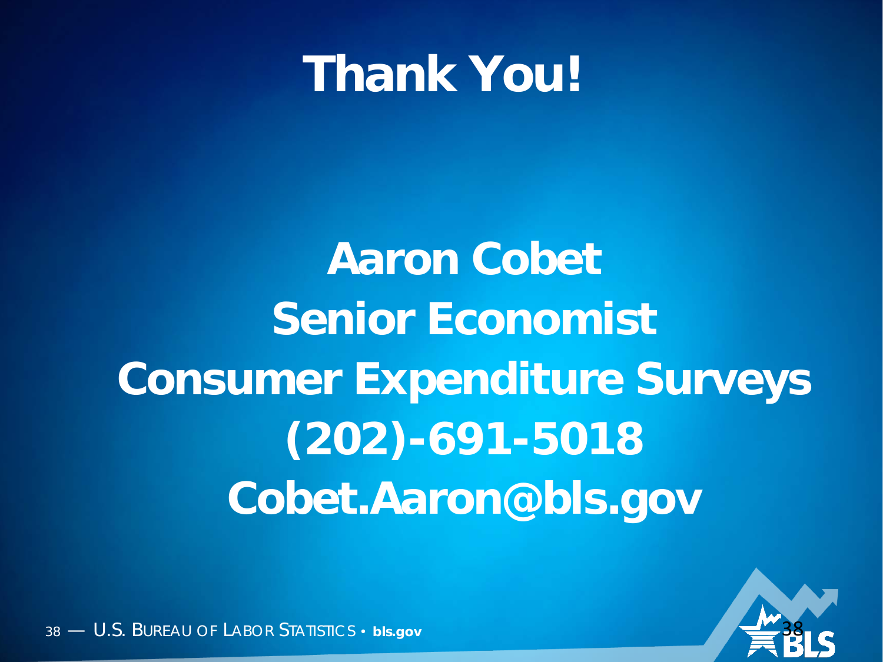# Thank You!

**Aaron Cobet**
**Senior Economist**
**Consumer Expenditure Surveys**
**(202)-691-5018**
**Cobet.Aaron@bls.gov**